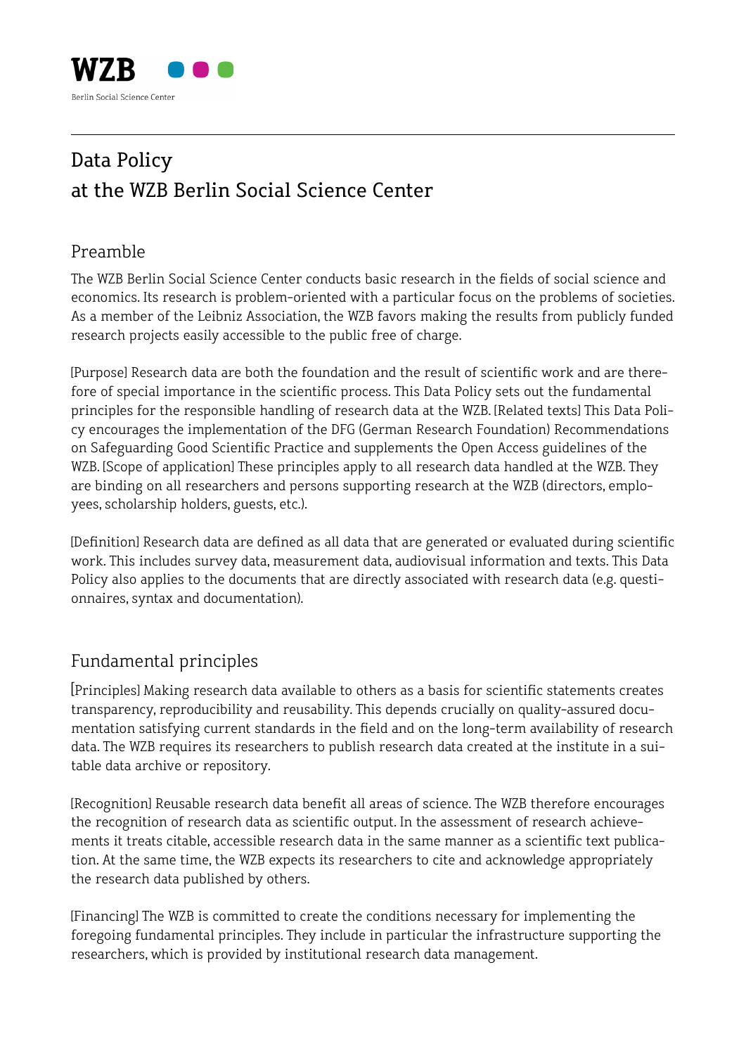WZB

Berlin Social Science Center

# Data Policy
# at the WZB Berlin Social Science Center

## Preamble

The WZB Berlin Social Science Center conducts basic research in the fields of social science and economics. Its research is problem-oriented with a particular focus on the problems of societies. As a member of the Leibniz Association, the WZB favors making the results from publicly funded research projects easily accessible to the public free of charge.

[Purpose] Research data are both the foundation and the result of scientific work and are therefore of special importance in the scientific process. This Data Policy sets out the fundamental principles for the responsible handling of research data at the WZB. [Related texts] This Data Policy encourages the implementation of the DFG (German Research Foundation) Recommendations on Safeguarding Good Scientific Practice and supplements the Open Access guidelines of the WZB. [Scope of application] These principles apply to all research data handled at the WZB. They are binding on all researchers and persons supporting research at the WZB (directors, employees, scholarship holders, guests, etc.).

[Definition] Research data are defined as all data that are generated or evaluated during scientific work. This includes survey data, measurement data, audiovisual information and texts. This Data Policy also applies to the documents that are directly associated with research data (e.g. questionnaires, syntax and documentation).

## Fundamental principles

[Principles] Making research data available to others as a basis for scientific statements creates transparency, reproducibility and reusability. This depends crucially on quality-assured documentation satisfying current standards in the field and on the long-term availability of research data. The WZB requires its researchers to publish research data created at the institute in a suitable data archive or repository.

[Recognition] Reusable research data benefit all areas of science. The WZB therefore encourages the recognition of research data as scientific output. In the assessment of research achievements it treats citable, accessible research data in the same manner as a scientific text publication. At the same time, the WZB expects its researchers to cite and acknowledge appropriately the research data published by others.

[Financing] The WZB is committed to create the conditions necessary for implementing the foregoing fundamental principles. They include in particular the infrastructure supporting the researchers, which is provided by institutional research data management.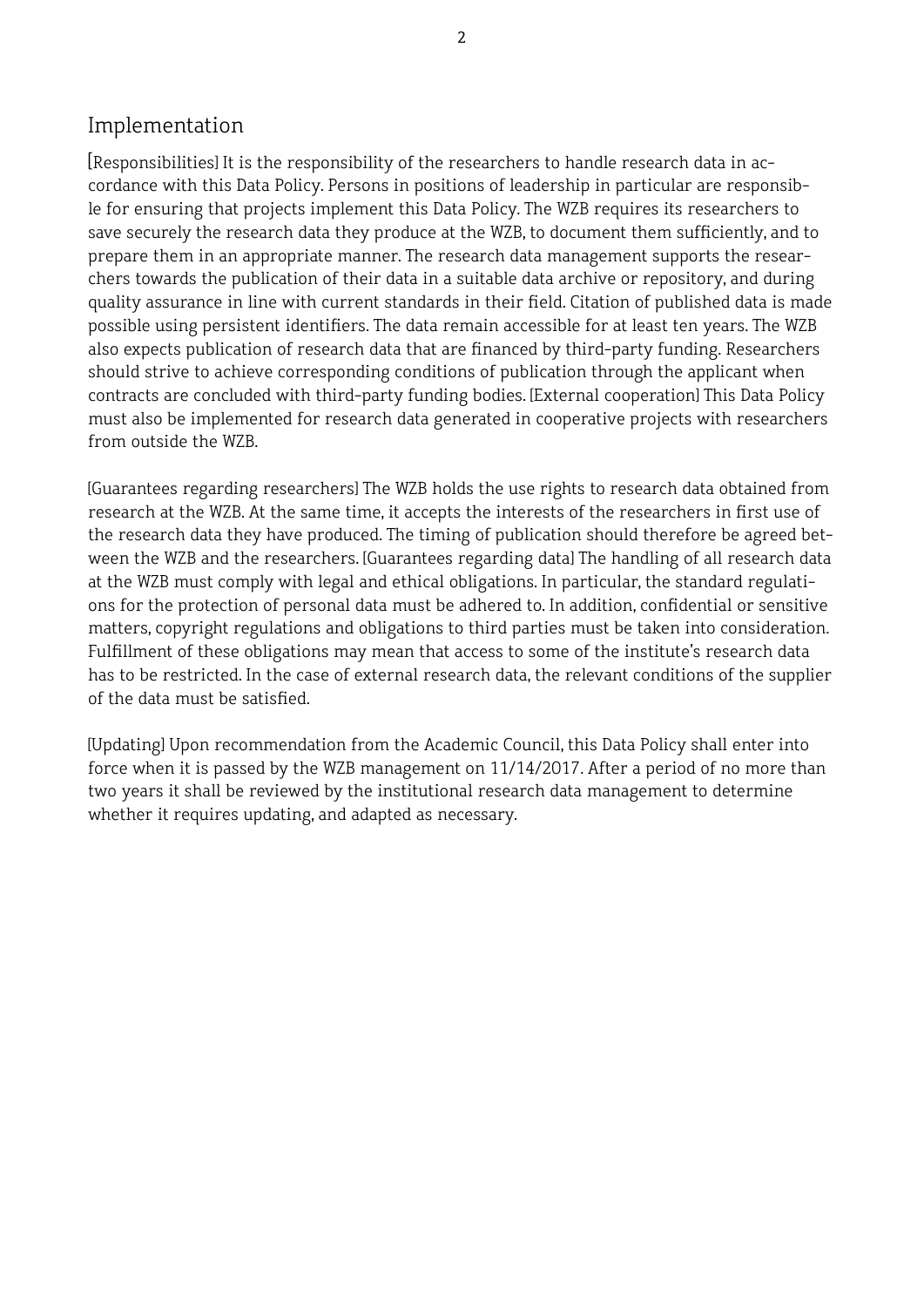## Implementation

[Responsibilities] It is the responsibility of the researchers to handle research data in accordance with this Data Policy. Persons in positions of leadership in particular are responsible for ensuring that projects implement this Data Policy. The WZB requires its researchers to save securely the research data they produce at the WZB, to document them sufficiently, and to prepare them in an appropriate manner. The research data management supports the researchers towards the publication of their data in a suitable data archive or repository, and during quality assurance in line with current standards in their field. Citation of published data is made possible using persistent identifiers. The data remain accessible for at least ten years. The WZB also expects publication of research data that are financed by third-party funding. Researchers should strive to achieve corresponding conditions of publication through the applicant when contracts are concluded with third-party funding bodies. [External cooperation] This Data Policy must also be implemented for research data generated in cooperative projects with researchers from outside the WZB.

[Guarantees regarding researchers] The WZB holds the use rights to research data obtained from research at the WZB. At the same time, it accepts the interests of the researchers in first use of the research data they have produced. The timing of publication should therefore be agreed between the WZB and the researchers. [Guarantees regarding data] The handling of all research data at the WZB must comply with legal and ethical obligations. In particular, the standard regulations for the protection of personal data must be adhered to. In addition, confidential or sensitive matters, copyright regulations and obligations to third parties must be taken into consideration. Fulfillment of these obligations may mean that access to some of the institute's research data has to be restricted. In the case of external research data, the relevant conditions of the supplier of the data must be satisfied.

[Updating] Upon recommendation from the Academic Council, this Data Policy shall enter into force when it is passed by the WZB management on 11/14/2017. After a period of no more than two years it shall be reviewed by the institutional research data management to determine whether it requires updating, and adapted as necessary.